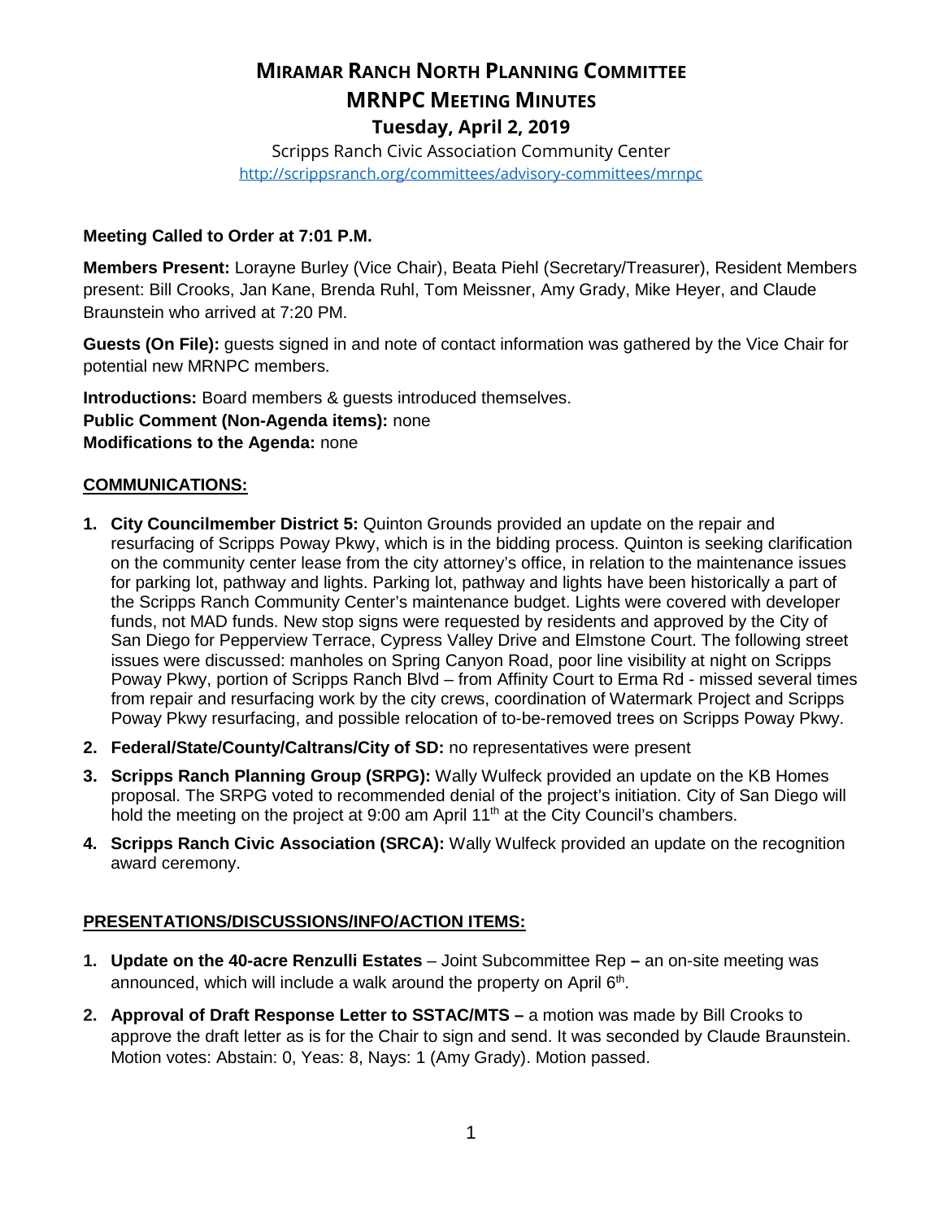# MIRAMAR RANCH NORTH PLANNING COMMITTEE

# MRNPC MEETING MINUTES

## Tuesday, April 2, 2019

Scripps Ranch Civic Association Community Center

http://scrippsranch.org/committees/advisory-committees/mrnpc

**Meeting Called to Order at 7:01 P.M.**

**Members Present:** Lorayne Burley (Vice Chair), Beata Piehl (Secretary/Treasurer), Resident Members present: Bill Crooks, Jan Kane, Brenda Ruhl, Tom Meissner, Amy Grady, Mike Heyer, and Claude Braunstein who arrived at 7:20 PM.

**Guests (On File):** guests signed in and note of contact information was gathered by the Vice Chair for potential new MRNPC members.

**Introductions:** Board members & guests introduced themselves.
**Public Comment (Non-Agenda items):** none
**Modifications to the Agenda:** none

**COMMUNICATIONS:**

1. **City Councilmember District 5:** Quinton Grounds provided an update on the repair and resurfacing of Scripps Poway Pkwy, which is in the bidding process. Quinton is seeking clarification on the community center lease from the city attorney's office, in relation to the maintenance issues for parking lot, pathway and lights. Parking lot, pathway and lights have been historically a part of the Scripps Ranch Community Center's maintenance budget. Lights were covered with developer funds, not MAD funds. New stop signs were requested by residents and approved by the City of San Diego for Pepperview Terrace, Cypress Valley Drive and Elmstone Court. The following street issues were discussed: manholes on Spring Canyon Road, poor line visibility at night on Scripps Poway Pkwy, portion of Scripps Ranch Blvd – from Affinity Court to Erma Rd - missed several times from repair and resurfacing work by the city crews, coordination of Watermark Project and Scripps Poway Pkwy resurfacing, and possible relocation of to-be-removed trees on Scripps Poway Pkwy.
2. **Federal/State/County/Caltrans/City of SD:** no representatives were present
3. **Scripps Ranch Planning Group (SRPG):** Wally Wulfeck provided an update on the KB Homes proposal. The SRPG voted to recommended denial of the project's initiation. City of San Diego will hold the meeting on the project at 9:00 am April 11th at the City Council's chambers.
4. **Scripps Ranch Civic Association (SRCA):** Wally Wulfeck provided an update on the recognition award ceremony.

**PRESENTATIONS/DISCUSSIONS/INFO/ACTION ITEMS:**

1. **Update on the 40-acre Renzulli Estates** – Joint Subcommittee Rep **–** an on-site meeting was announced, which will include a walk around the property on April 6th.
2. **Approval of Draft Response Letter to SSTAC/MTS –** a motion was made by Bill Crooks to approve the draft letter as is for the Chair to sign and send. It was seconded by Claude Braunstein. Motion votes: Abstain: 0, Yeas: 8, Nays: 1 (Amy Grady). Motion passed.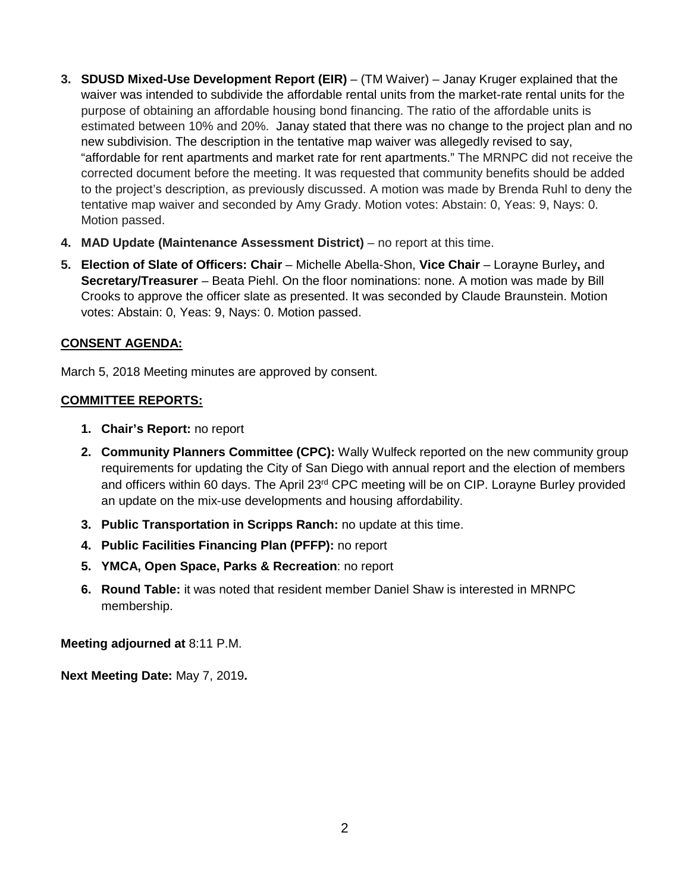3. **SDUSD Mixed-Use Development Report (EIR)** – (TM Waiver) – Janay Kruger explained that the waiver was intended to subdivide the affordable rental units from the market-rate rental units for the purpose of obtaining an affordable housing bond financing. The ratio of the affordable units is estimated between 10% and 20%. Janay stated that there was no change to the project plan and no new subdivision. The description in the tentative map waiver was allegedly revised to say, "affordable for rent apartments and market rate for rent apartments." The MRNPC did not receive the corrected document before the meeting. It was requested that community benefits should be added to the project's description, as previously discussed. A motion was made by Brenda Ruhl to deny the tentative map waiver and seconded by Amy Grady. Motion votes: Abstain: 0, Yeas: 9, Nays: 0. Motion passed.
4. **MAD Update (Maintenance Assessment District)** – no report at this time.
5. **Election of Slate of Officers: Chair** – Michelle Abella-Shon, **Vice Chair** – Lorayne Burley**,** and **Secretary/Treasurer** – Beata Piehl. On the floor nominations: none. A motion was made by Bill Crooks to approve the officer slate as presented. It was seconded by Claude Braunstein. Motion votes: Abstain: 0, Yeas: 9, Nays: 0. Motion passed.

**CONSENT AGENDA:**

March 5, 2018 Meeting minutes are approved by consent.

**COMMITTEE REPORTS:**

1. **Chair's Report:** no report
2. **Community Planners Committee (CPC):** Wally Wulfeck reported on the new community group requirements for updating the City of San Diego with annual report and the election of members and officers within 60 days. The April 23rd CPC meeting will be on CIP. Lorayne Burley provided an update on the mix-use developments and housing affordability.
3. **Public Transportation in Scripps Ranch:** no update at this time.
4. **Public Facilities Financing Plan (PFFP):** no report
5. **YMCA, Open Space, Parks & Recreation**: no report
6. **Round Table:** it was noted that resident member Daniel Shaw is interested in MRNPC membership.

**Meeting adjourned at** 8:11 P.M.

**Next Meeting Date:** May 7, 2019**.**